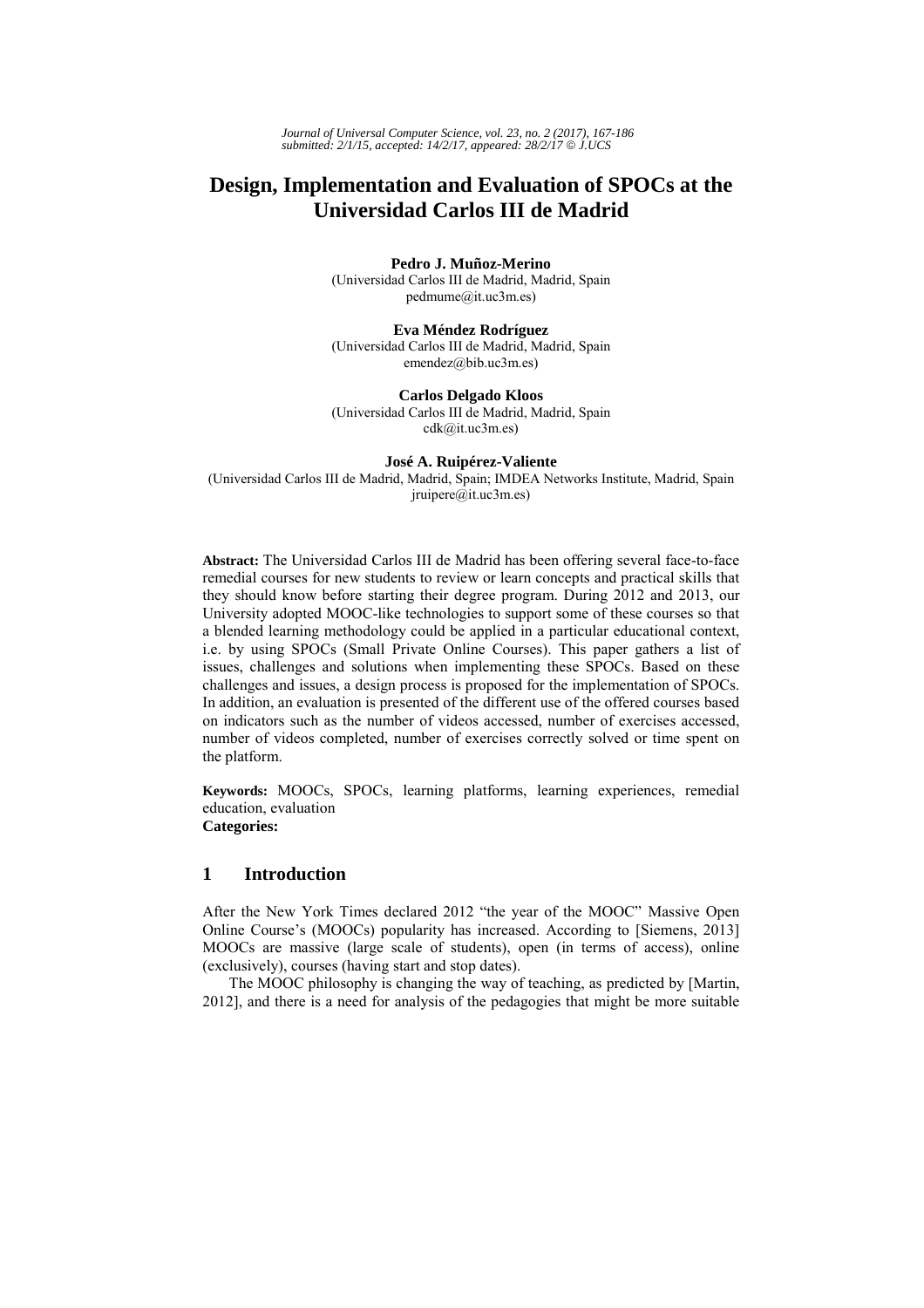*Journal of Universal Computer Science, vol. 23, no. 2 (2017), 167-186*
*submitted: 2/1/15, accepted: 14/2/17, appeared: 28/2/17 © J.UCS*

# Design, Implementation and Evaluation of SPOCs at the Universidad Carlos III de Madrid

**Pedro J. Muñoz-Merino**
(Universidad Carlos III de Madrid, Madrid, Spain
pedmume@it.uc3m.es)

**Eva Méndez Rodríguez**
(Universidad Carlos III de Madrid, Madrid, Spain
emendez@bib.uc3m.es)

**Carlos Delgado Kloos**
(Universidad Carlos III de Madrid, Madrid, Spain
cdk@it.uc3m.es)

**José A. Ruipérez-Valiente**
(Universidad Carlos III de Madrid, Madrid, Spain; IMDEA Networks Institute, Madrid, Spain
jruipere@it.uc3m.es)

**Abstract:** The Universidad Carlos III de Madrid has been offering several face-to-face remedial courses for new students to review or learn concepts and practical skills that they should know before starting their degree program. During 2012 and 2013, our University adopted MOOC-like technologies to support some of these courses so that a blended learning methodology could be applied in a particular educational context, i.e. by using SPOCs (Small Private Online Courses). This paper gathers a list of issues, challenges and solutions when implementing these SPOCs. Based on these challenges and issues, a design process is proposed for the implementation of SPOCs. In addition, an evaluation is presented of the different use of the offered courses based on indicators such as the number of videos accessed, number of exercises accessed, number of videos completed, number of exercises correctly solved or time spent on the platform.

**Keywords:** MOOCs, SPOCs, learning platforms, learning experiences, remedial education, evaluation
**Categories:**

## 1 Introduction

After the New York Times declared 2012 "the year of the MOOC" Massive Open Online Course's (MOOCs) popularity has increased. According to [Siemens, 2013] MOOCs are massive (large scale of students), open (in terms of access), online (exclusively), courses (having start and stop dates).

The MOOC philosophy is changing the way of teaching, as predicted by [Martin, 2012], and there is a need for analysis of the pedagogies that might be more suitable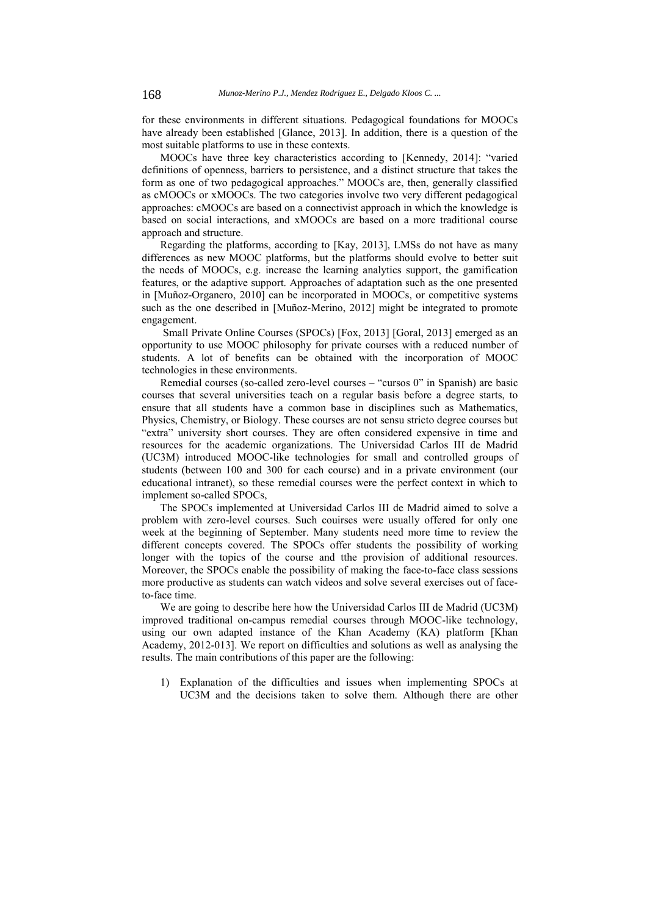for these environments in different situations. Pedagogical foundations for MOOCs have already been established [Glance, 2013]. In addition, there is a question of the most suitable platforms to use in these contexts.

MOOCs have three key characteristics according to [Kennedy, 2014]: "varied definitions of openness, barriers to persistence, and a distinct structure that takes the form as one of two pedagogical approaches." MOOCs are, then, generally classified as cMOOCs or xMOOCs. The two categories involve two very different pedagogical approaches: cMOOCs are based on a connectivist approach in which the knowledge is based on social interactions, and xMOOCs are based on a more traditional course approach and structure.

Regarding the platforms, according to [Kay, 2013], LMSs do not have as many differences as new MOOC platforms, but the platforms should evolve to better suit the needs of MOOCs, e.g. increase the learning analytics support, the gamification features, or the adaptive support. Approaches of adaptation such as the one presented in [Muñoz-Organero, 2010] can be incorporated in MOOCs, or competitive systems such as the one described in [Muñoz-Merino, 2012] might be integrated to promote engagement.

Small Private Online Courses (SPOCs) [Fox, 2013] [Goral, 2013] emerged as an opportunity to use MOOC philosophy for private courses with a reduced number of students. A lot of benefits can be obtained with the incorporation of MOOC technologies in these environments.

Remedial courses (so-called zero-level courses – "cursos 0" in Spanish) are basic courses that several universities teach on a regular basis before a degree starts, to ensure that all students have a common base in disciplines such as Mathematics, Physics, Chemistry, or Biology. These courses are not sensu stricto degree courses but "extra" university short courses. They are often considered expensive in time and resources for the academic organizations. The Universidad Carlos III de Madrid (UC3M) introduced MOOC-like technologies for small and controlled groups of students (between 100 and 300 for each course) and in a private environment (our educational intranet), so these remedial courses were the perfect context in which to implement so-called SPOCs,

The SPOCs implemented at Universidad Carlos III de Madrid aimed to solve a problem with zero-level courses. Such couirses were usually offered for only one week at the beginning of September. Many students need more time to review the different concepts covered. The SPOCs offer students the possibility of working longer with the topics of the course and tthe provision of additional resources. Moreover, the SPOCs enable the possibility of making the face-to-face class sessions more productive as students can watch videos and solve several exercises out of face-to-face time.

We are going to describe here how the Universidad Carlos III de Madrid (UC3M) improved traditional on-campus remedial courses through MOOC-like technology, using our own adapted instance of the Khan Academy (KA) platform [Khan Academy, 2012-013]. We report on difficulties and solutions as well as analysing the results. The main contributions of this paper are the following:

1) Explanation of the difficulties and issues when implementing SPOCs at UC3M and the decisions taken to solve them. Although there are other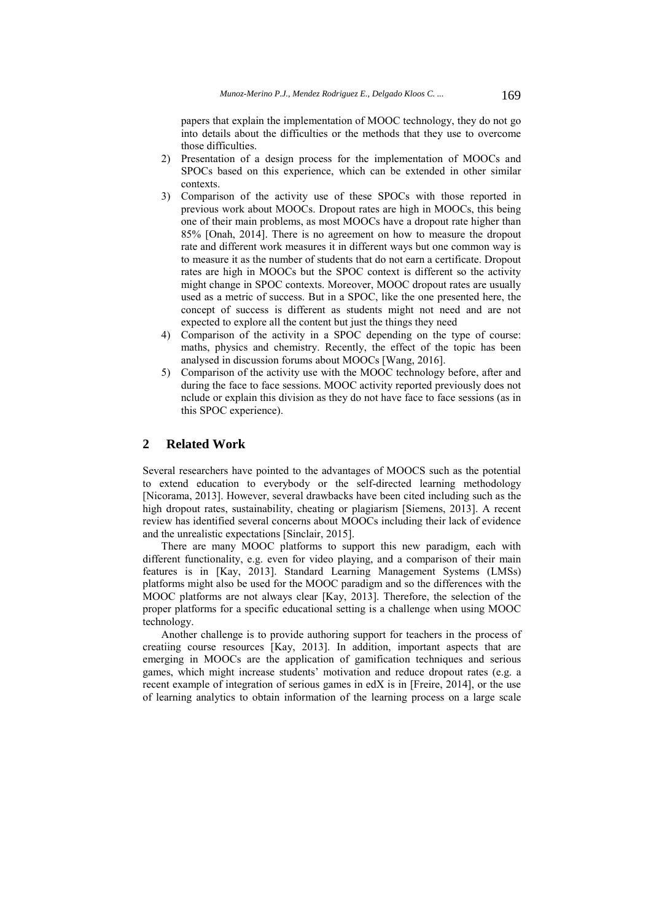papers that explain the implementation of MOOC technology, they do not go into details about the difficulties or the methods that they use to overcome those difficulties.

2) Presentation of a design process for the implementation of MOOCs and SPOCs based on this experience, which can be extended in other similar contexts.
3) Comparison of the activity use of these SPOCs with those reported in previous work about MOOCs. Dropout rates are high in MOOCs, this being one of their main problems, as most MOOCs have a dropout rate higher than 85% [Onah, 2014]. There is no agreement on how to measure the dropout rate and different work measures it in different ways but one common way is to measure it as the number of students that do not earn a certificate. Dropout rates are high in MOOCs but the SPOC context is different so the activity might change in SPOC contexts. Moreover, MOOC dropout rates are usually used as a metric of success. But in a SPOC, like the one presented here, the concept of success is different as students might not need and are not expected to explore all the content but just the things they need
4) Comparison of the activity in a SPOC depending on the type of course: maths, physics and chemistry. Recently, the effect of the topic has been analysed in discussion forums about MOOCs [Wang, 2016].
5) Comparison of the activity use with the MOOC technology before, after and during the face to face sessions. MOOC activity reported previously does not nclude or explain this division as they do not have face to face sessions (as in this SPOC experience).

## 2 Related Work

Several researchers have pointed to the advantages of MOOCS such as the potential to extend education to everybody or the self-directed learning methodology [Nicorama, 2013]. However, several drawbacks have been cited including such as the high dropout rates, sustainability, cheating or plagiarism [Siemens, 2013]. A recent review has identified several concerns about MOOCs including their lack of evidence and the unrealistic expectations [Sinclair, 2015].

There are many MOOC platforms to support this new paradigm, each with different functionality, e.g. even for video playing, and a comparison of their main features is in [Kay, 2013]. Standard Learning Management Systems (LMSs) platforms might also be used for the MOOC paradigm and so the differences with the MOOC platforms are not always clear [Kay, 2013]. Therefore, the selection of the proper platforms for a specific educational setting is a challenge when using MOOC technology.

Another challenge is to provide authoring support for teachers in the process of creatiing course resources [Kay, 2013]. In addition, important aspects that are emerging in MOOCs are the application of gamification techniques and serious games, which might increase students' motivation and reduce dropout rates (e.g. a recent example of integration of serious games in edX is in [Freire, 2014], or the use of learning analytics to obtain information of the learning process on a large scale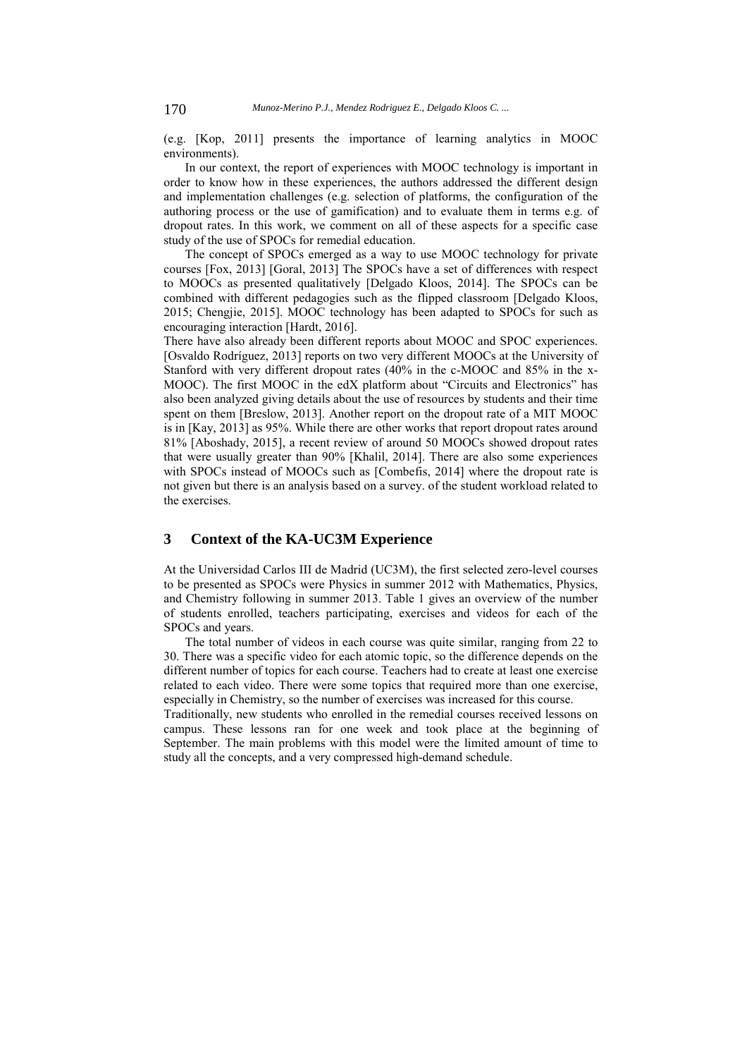(e.g. [Kop, 2011] presents the importance of learning analytics in MOOC environments).

In our context, the report of experiences with MOOC technology is important in order to know how in these experiences, the authors addressed the different design and implementation challenges (e.g. selection of platforms, the configuration of the authoring process or the use of gamification) and to evaluate them in terms e.g. of dropout rates. In this work, we comment on all of these aspects for a specific case study of the use of SPOCs for remedial education.

The concept of SPOCs emerged as a way to use MOOC technology for private courses [Fox, 2013] [Goral, 2013] The SPOCs have a set of differences with respect to MOOCs as presented qualitatively [Delgado Kloos, 2014]. The SPOCs can be combined with different pedagogies such as the flipped classroom [Delgado Kloos, 2015; Chengjie, 2015]. MOOC technology has been adapted to SPOCs for such as encouraging interaction [Hardt, 2016].

There have also already been different reports about MOOC and SPOC experiences. [Osvaldo Rodríguez, 2013] reports on two very different MOOCs at the University of Stanford with very different dropout rates (40% in the c-MOOC and 85% in the x-MOOC). The first MOOC in the edX platform about "Circuits and Electronics" has also been analyzed giving details about the use of resources by students and their time spent on them [Breslow, 2013]. Another report on the dropout rate of a MIT MOOC is in [Kay, 2013] as 95%. While there are other works that report dropout rates around 81% [Aboshady, 2015], a recent review of around 50 MOOCs showed dropout rates that were usually greater than 90% [Khalil, 2014]. There are also some experiences with SPOCs instead of MOOCs such as [Combefis, 2014] where the dropout rate is not given but there is an analysis based on a survey. of the student workload related to the exercises.

## 3 Context of the KA-UC3M Experience

At the Universidad Carlos III de Madrid (UC3M), the first selected zero-level courses to be presented as SPOCs were Physics in summer 2012 with Mathematics, Physics, and Chemistry following in summer 2013. Table 1 gives an overview of the number of students enrolled, teachers participating, exercises and videos for each of the SPOCs and years.

The total number of videos in each course was quite similar, ranging from 22 to 30. There was a specific video for each atomic topic, so the difference depends on the different number of topics for each course. Teachers had to create at least one exercise related to each video. There were some topics that required more than one exercise, especially in Chemistry, so the number of exercises was increased for this course.

Traditionally, new students who enrolled in the remedial courses received lessons on campus. These lessons ran for one week and took place at the beginning of September. The main problems with this model were the limited amount of time to study all the concepts, and a very compressed high-demand schedule.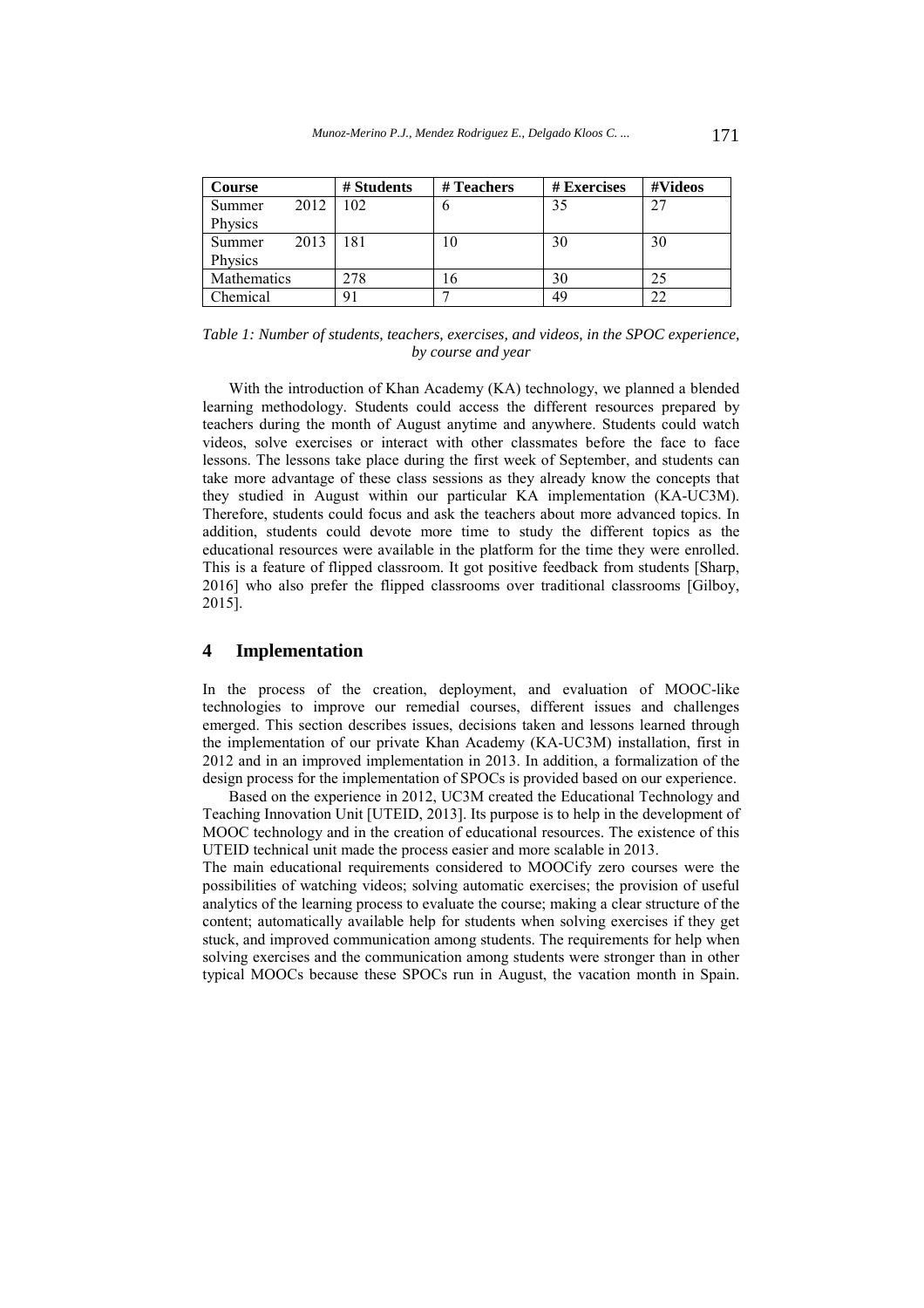| Course | # Students | # Teachers | # Exercises | #Videos |
| --- | --- | --- | --- | --- |
| Summer 2012 Physics | 102 | 6 | 35 | 27 |
| Summer 2013 Physics | 181 | 10 | 30 | 30 |
| Mathematics | 278 | 16 | 30 | 25 |
| Chemical | 91 | 7 | 49 | 22 |

*Table 1: Number of students, teachers, exercises, and videos, in the SPOC experience, by course and year*

With the introduction of Khan Academy (KA) technology, we planned a blended learning methodology. Students could access the different resources prepared by teachers during the month of August anytime and anywhere. Students could watch videos, solve exercises or interact with other classmates before the face to face lessons. The lessons take place during the first week of September, and students can take more advantage of these class sessions as they already know the concepts that they studied in August within our particular KA implementation (KA-UC3M). Therefore, students could focus and ask the teachers about more advanced topics. In addition, students could devote more time to study the different topics as the educational resources were available in the platform for the time they were enrolled. This is a feature of flipped classroom. It got positive feedback from students [Sharp, 2016] who also prefer the flipped classrooms over traditional classrooms [Gilboy, 2015].

## 4 Implementation

In the process of the creation, deployment, and evaluation of MOOC-like technologies to improve our remedial courses, different issues and challenges emerged. This section describes issues, decisions taken and lessons learned through the implementation of our private Khan Academy (KA-UC3M) installation, first in 2012 and in an improved implementation in 2013. In addition, a formalization of the design process for the implementation of SPOCs is provided based on our experience.

Based on the experience in 2012, UC3M created the Educational Technology and Teaching Innovation Unit [UTEID, 2013]. Its purpose is to help in the development of MOOC technology and in the creation of educational resources. The existence of this UTEID technical unit made the process easier and more scalable in 2013.

The main educational requirements considered to MOOCify zero courses were the possibilities of watching videos; solving automatic exercises; the provision of useful analytics of the learning process to evaluate the course; making a clear structure of the content; automatically available help for students when solving exercises if they get stuck, and improved communication among students. The requirements for help when solving exercises and the communication among students were stronger than in other typical MOOCs because these SPOCs run in August, the vacation month in Spain.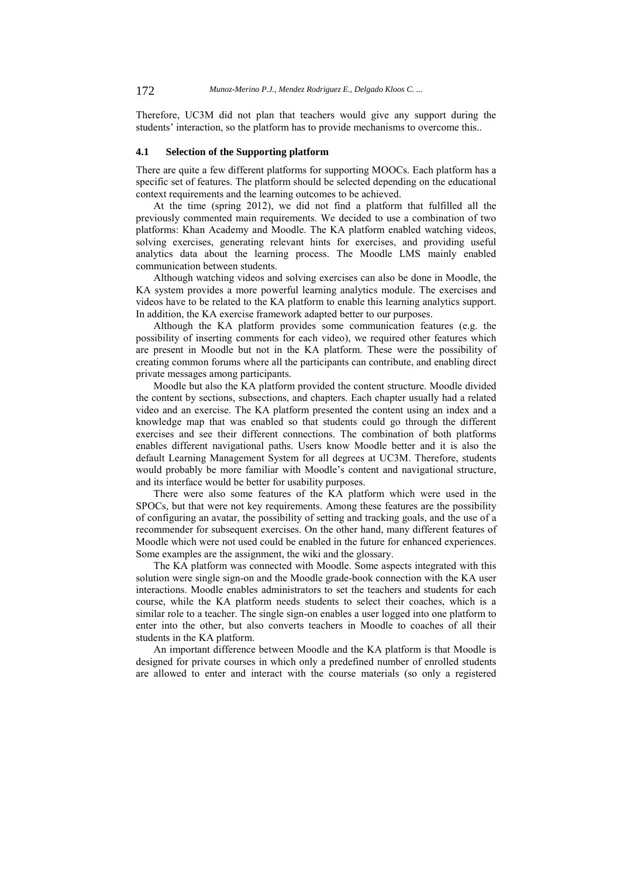Therefore, UC3M did not plan that teachers would give any support during the students' interaction, so the platform has to provide mechanisms to overcome this..

### 4.1 Selection of the Supporting platform

There are quite a few different platforms for supporting MOOCs. Each platform has a specific set of features. The platform should be selected depending on the educational context requirements and the learning outcomes to be achieved.

At the time (spring 2012), we did not find a platform that fulfilled all the previously commented main requirements. We decided to use a combination of two platforms: Khan Academy and Moodle. The KA platform enabled watching videos, solving exercises, generating relevant hints for exercises, and providing useful analytics data about the learning process. The Moodle LMS mainly enabled communication between students.

Although watching videos and solving exercises can also be done in Moodle, the KA system provides a more powerful learning analytics module. The exercises and videos have to be related to the KA platform to enable this learning analytics support. In addition, the KA exercise framework adapted better to our purposes.

Although the KA platform provides some communication features (e.g. the possibility of inserting comments for each video), we required other features which are present in Moodle but not in the KA platform. These were the possibility of creating common forums where all the participants can contribute, and enabling direct private messages among participants.

Moodle but also the KA platform provided the content structure. Moodle divided the content by sections, subsections, and chapters. Each chapter usually had a related video and an exercise. The KA platform presented the content using an index and a knowledge map that was enabled so that students could go through the different exercises and see their different connections. The combination of both platforms enables different navigational paths. Users know Moodle better and it is also the default Learning Management System for all degrees at UC3M. Therefore, students would probably be more familiar with Moodle's content and navigational structure, and its interface would be better for usability purposes.

There were also some features of the KA platform which were used in the SPOCs, but that were not key requirements. Among these features are the possibility of configuring an avatar, the possibility of setting and tracking goals, and the use of a recommender for subsequent exercises. On the other hand, many different features of Moodle which were not used could be enabled in the future for enhanced experiences. Some examples are the assignment, the wiki and the glossary.

The KA platform was connected with Moodle. Some aspects integrated with this solution were single sign-on and the Moodle grade-book connection with the KA user interactions. Moodle enables administrators to set the teachers and students for each course, while the KA platform needs students to select their coaches, which is a similar role to a teacher. The single sign-on enables a user logged into one platform to enter into the other, but also converts teachers in Moodle to coaches of all their students in the KA platform.

An important difference between Moodle and the KA platform is that Moodle is designed for private courses in which only a predefined number of enrolled students are allowed to enter and interact with the course materials (so only a registered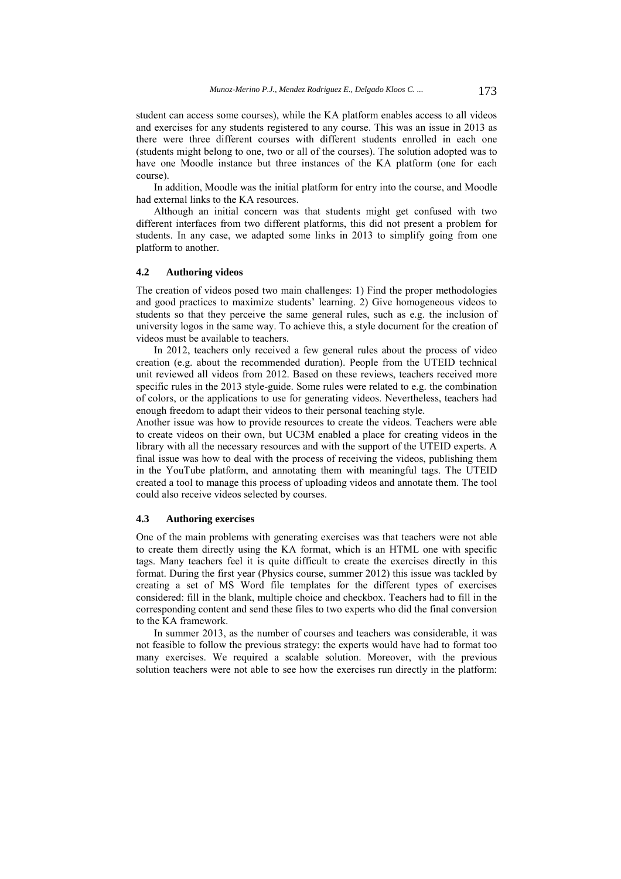student can access some courses), while the KA platform enables access to all videos and exercises for any students registered to any course. This was an issue in 2013 as there were three different courses with different students enrolled in each one (students might belong to one, two or all of the courses). The solution adopted was to have one Moodle instance but three instances of the KA platform (one for each course).

In addition, Moodle was the initial platform for entry into the course, and Moodle had external links to the KA resources.

Although an initial concern was that students might get confused with two different interfaces from two different platforms, this did not present a problem for students. In any case, we adapted some links in 2013 to simplify going from one platform to another.

### 4.2 Authoring videos

The creation of videos posed two main challenges: 1) Find the proper methodologies and good practices to maximize students' learning. 2) Give homogeneous videos to students so that they perceive the same general rules, such as e.g. the inclusion of university logos in the same way. To achieve this, a style document for the creation of videos must be available to teachers.

In 2012, teachers only received a few general rules about the process of video creation (e.g. about the recommended duration). People from the UTEID technical unit reviewed all videos from 2012. Based on these reviews, teachers received more specific rules in the 2013 style-guide. Some rules were related to e.g. the combination of colors, or the applications to use for generating videos. Nevertheless, teachers had enough freedom to adapt their videos to their personal teaching style.

Another issue was how to provide resources to create the videos. Teachers were able to create videos on their own, but UC3M enabled a place for creating videos in the library with all the necessary resources and with the support of the UTEID experts. A final issue was how to deal with the process of receiving the videos, publishing them in the YouTube platform, and annotating them with meaningful tags. The UTEID created a tool to manage this process of uploading videos and annotate them. The tool could also receive videos selected by courses.

### 4.3 Authoring exercises

One of the main problems with generating exercises was that teachers were not able to create them directly using the KA format, which is an HTML one with specific tags. Many teachers feel it is quite difficult to create the exercises directly in this format. During the first year (Physics course, summer 2012) this issue was tackled by creating a set of MS Word file templates for the different types of exercises considered: fill in the blank, multiple choice and checkbox. Teachers had to fill in the corresponding content and send these files to two experts who did the final conversion to the KA framework.

In summer 2013, as the number of courses and teachers was considerable, it was not feasible to follow the previous strategy: the experts would have had to format too many exercises. We required a scalable solution. Moreover, with the previous solution teachers were not able to see how the exercises run directly in the platform: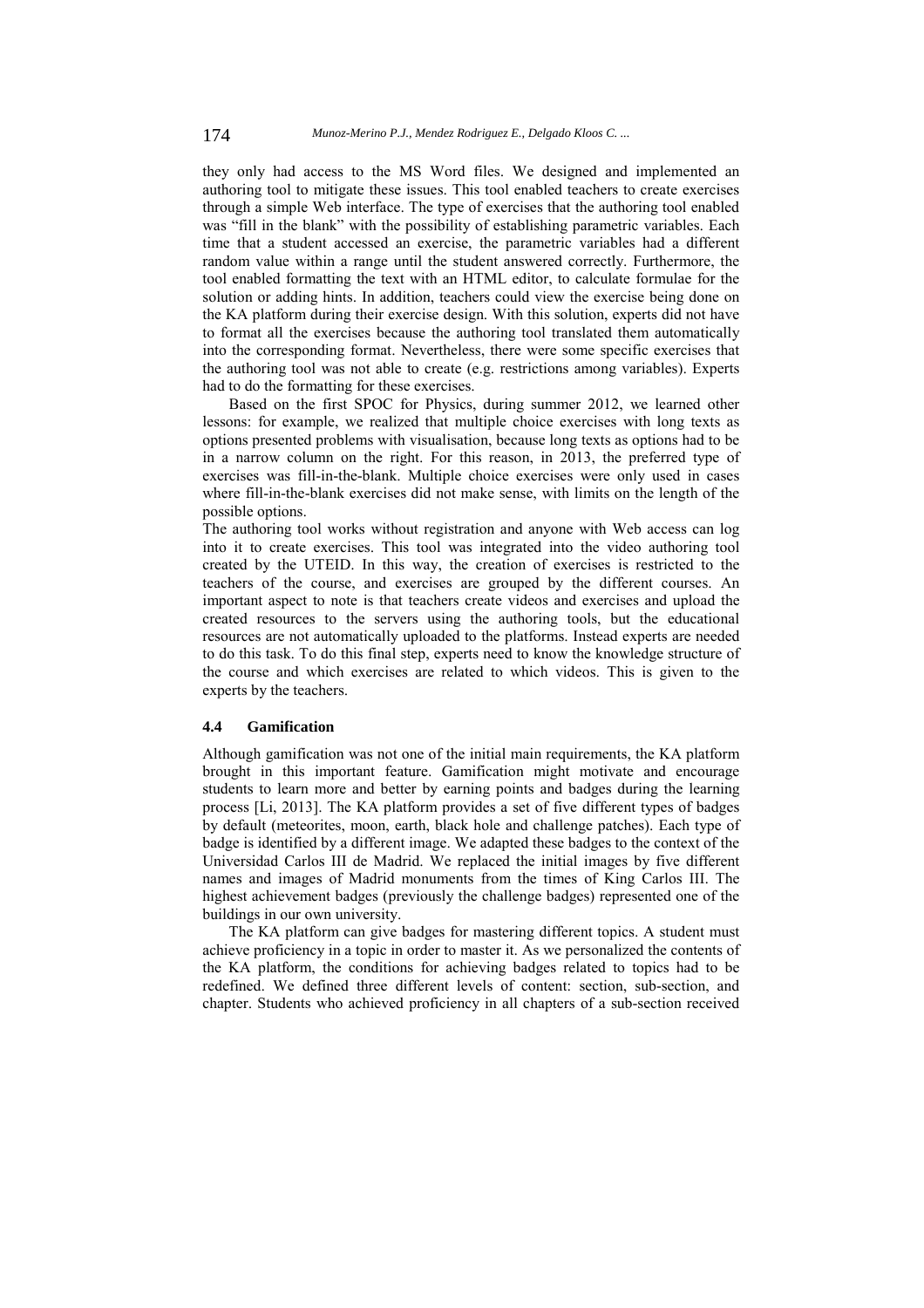they only had access to the MS Word files. We designed and implemented an authoring tool to mitigate these issues. This tool enabled teachers to create exercises through a simple Web interface. The type of exercises that the authoring tool enabled was "fill in the blank" with the possibility of establishing parametric variables. Each time that a student accessed an exercise, the parametric variables had a different random value within a range until the student answered correctly. Furthermore, the tool enabled formatting the text with an HTML editor, to calculate formulae for the solution or adding hints. In addition, teachers could view the exercise being done on the KA platform during their exercise design. With this solution, experts did not have to format all the exercises because the authoring tool translated them automatically into the corresponding format. Nevertheless, there were some specific exercises that the authoring tool was not able to create (e.g. restrictions among variables). Experts had to do the formatting for these exercises.

Based on the first SPOC for Physics, during summer 2012, we learned other lessons: for example, we realized that multiple choice exercises with long texts as options presented problems with visualisation, because long texts as options had to be in a narrow column on the right. For this reason, in 2013, the preferred type of exercises was fill-in-the-blank. Multiple choice exercises were only used in cases where fill-in-the-blank exercises did not make sense, with limits on the length of the possible options.

The authoring tool works without registration and anyone with Web access can log into it to create exercises. This tool was integrated into the video authoring tool created by the UTEID. In this way, the creation of exercises is restricted to the teachers of the course, and exercises are grouped by the different courses. An important aspect to note is that teachers create videos and exercises and upload the created resources to the servers using the authoring tools, but the educational resources are not automatically uploaded to the platforms. Instead experts are needed to do this task. To do this final step, experts need to know the knowledge structure of the course and which exercises are related to which videos. This is given to the experts by the teachers.

### 4.4 Gamification

Although gamification was not one of the initial main requirements, the KA platform brought in this important feature. Gamification might motivate and encourage students to learn more and better by earning points and badges during the learning process [Li, 2013]. The KA platform provides a set of five different types of badges by default (meteorites, moon, earth, black hole and challenge patches). Each type of badge is identified by a different image. We adapted these badges to the context of the Universidad Carlos III de Madrid. We replaced the initial images by five different names and images of Madrid monuments from the times of King Carlos III. The highest achievement badges (previously the challenge badges) represented one of the buildings in our own university.

The KA platform can give badges for mastering different topics. A student must achieve proficiency in a topic in order to master it. As we personalized the contents of the KA platform, the conditions for achieving badges related to topics had to be redefined. We defined three different levels of content: section, sub-section, and chapter. Students who achieved proficiency in all chapters of a sub-section received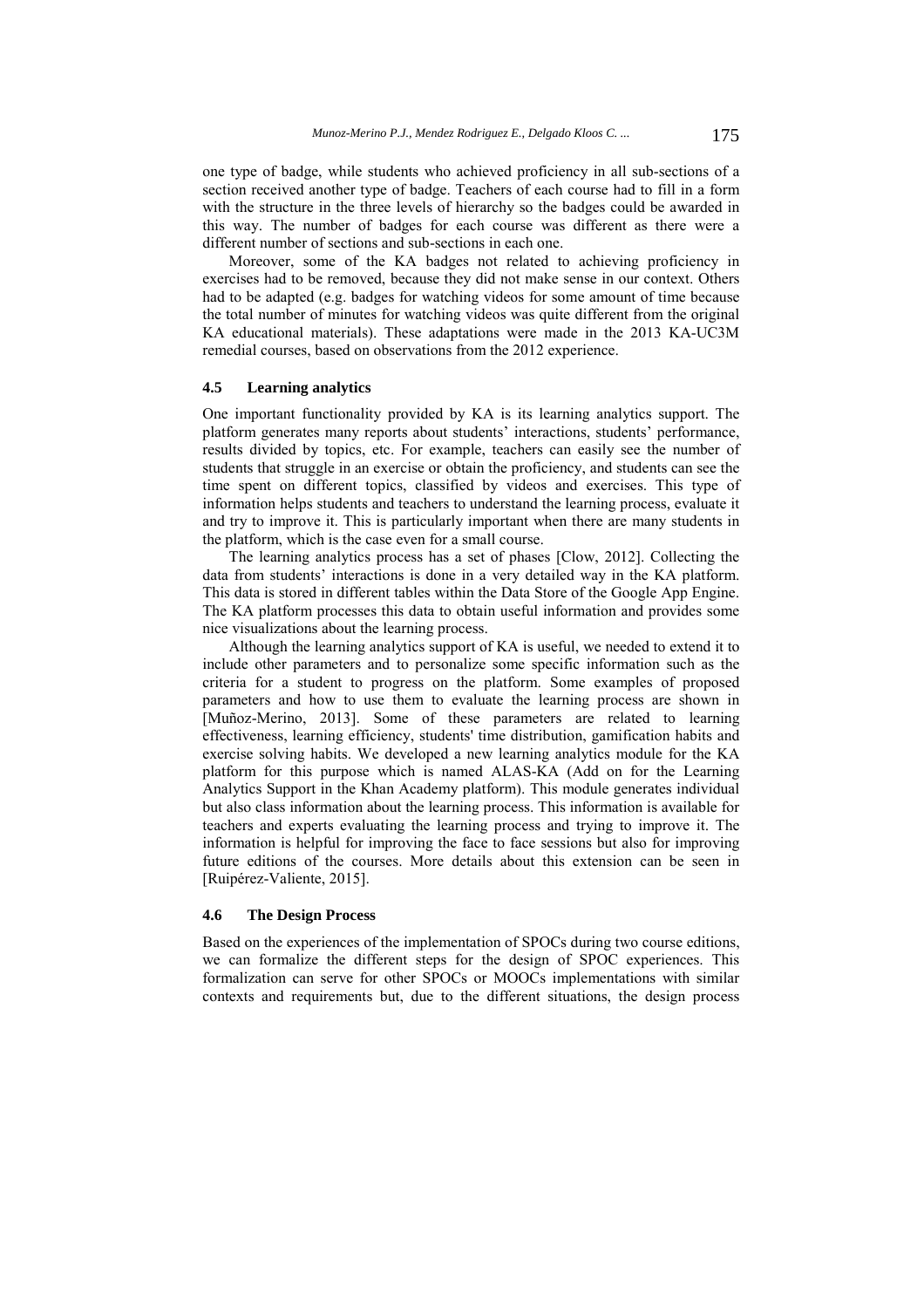one type of badge, while students who achieved proficiency in all sub-sections of a section received another type of badge. Teachers of each course had to fill in a form with the structure in the three levels of hierarchy so the badges could be awarded in this way. The number of badges for each course was different as there were a different number of sections and sub-sections in each one.

Moreover, some of the KA badges not related to achieving proficiency in exercises had to be removed, because they did not make sense in our context. Others had to be adapted (e.g. badges for watching videos for some amount of time because the total number of minutes for watching videos was quite different from the original KA educational materials). These adaptations were made in the 2013 KA-UC3M remedial courses, based on observations from the 2012 experience.

### 4.5 Learning analytics

One important functionality provided by KA is its learning analytics support. The platform generates many reports about students' interactions, students' performance, results divided by topics, etc. For example, teachers can easily see the number of students that struggle in an exercise or obtain the proficiency, and students can see the time spent on different topics, classified by videos and exercises. This type of information helps students and teachers to understand the learning process, evaluate it and try to improve it. This is particularly important when there are many students in the platform, which is the case even for a small course.

The learning analytics process has a set of phases [Clow, 2012]. Collecting the data from students' interactions is done in a very detailed way in the KA platform. This data is stored in different tables within the Data Store of the Google App Engine. The KA platform processes this data to obtain useful information and provides some nice visualizations about the learning process.

Although the learning analytics support of KA is useful, we needed to extend it to include other parameters and to personalize some specific information such as the criteria for a student to progress on the platform. Some examples of proposed parameters and how to use them to evaluate the learning process are shown in [Muñoz-Merino, 2013]. Some of these parameters are related to learning effectiveness, learning efficiency, students' time distribution, gamification habits and exercise solving habits. We developed a new learning analytics module for the KA platform for this purpose which is named ALAS-KA (Add on for the Learning Analytics Support in the Khan Academy platform). This module generates individual but also class information about the learning process. This information is available for teachers and experts evaluating the learning process and trying to improve it. The information is helpful for improving the face to face sessions but also for improving future editions of the courses. More details about this extension can be seen in [Ruipérez-Valiente, 2015].

### 4.6 The Design Process

Based on the experiences of the implementation of SPOCs during two course editions, we can formalize the different steps for the design of SPOC experiences. This formalization can serve for other SPOCs or MOOCs implementations with similar contexts and requirements but, due to the different situations, the design process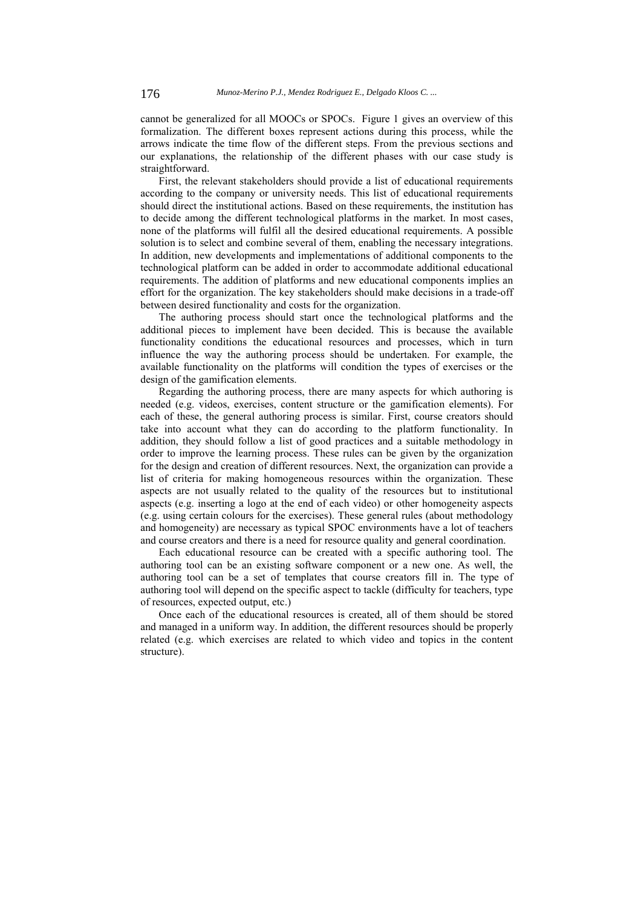cannot be generalized for all MOOCs or SPOCs. Figure 1 gives an overview of this formalization. The different boxes represent actions during this process, while the arrows indicate the time flow of the different steps. From the previous sections and our explanations, the relationship of the different phases with our case study is straightforward.

First, the relevant stakeholders should provide a list of educational requirements according to the company or university needs. This list of educational requirements should direct the institutional actions. Based on these requirements, the institution has to decide among the different technological platforms in the market. In most cases, none of the platforms will fulfil all the desired educational requirements. A possible solution is to select and combine several of them, enabling the necessary integrations. In addition, new developments and implementations of additional components to the technological platform can be added in order to accommodate additional educational requirements. The addition of platforms and new educational components implies an effort for the organization. The key stakeholders should make decisions in a trade-off between desired functionality and costs for the organization.

The authoring process should start once the technological platforms and the additional pieces to implement have been decided. This is because the available functionality conditions the educational resources and processes, which in turn influence the way the authoring process should be undertaken. For example, the available functionality on the platforms will condition the types of exercises or the design of the gamification elements.

Regarding the authoring process, there are many aspects for which authoring is needed (e.g. videos, exercises, content structure or the gamification elements). For each of these, the general authoring process is similar. First, course creators should take into account what they can do according to the platform functionality. In addition, they should follow a list of good practices and a suitable methodology in order to improve the learning process. These rules can be given by the organization for the design and creation of different resources. Next, the organization can provide a list of criteria for making homogeneous resources within the organization. These aspects are not usually related to the quality of the resources but to institutional aspects (e.g. inserting a logo at the end of each video) or other homogeneity aspects (e.g. using certain colours for the exercises). These general rules (about methodology and homogeneity) are necessary as typical SPOC environments have a lot of teachers and course creators and there is a need for resource quality and general coordination.

Each educational resource can be created with a specific authoring tool. The authoring tool can be an existing software component or a new one. As well, the authoring tool can be a set of templates that course creators fill in. The type of authoring tool will depend on the specific aspect to tackle (difficulty for teachers, type of resources, expected output, etc.)

Once each of the educational resources is created, all of them should be stored and managed in a uniform way. In addition, the different resources should be properly related (e.g. which exercises are related to which video and topics in the content structure).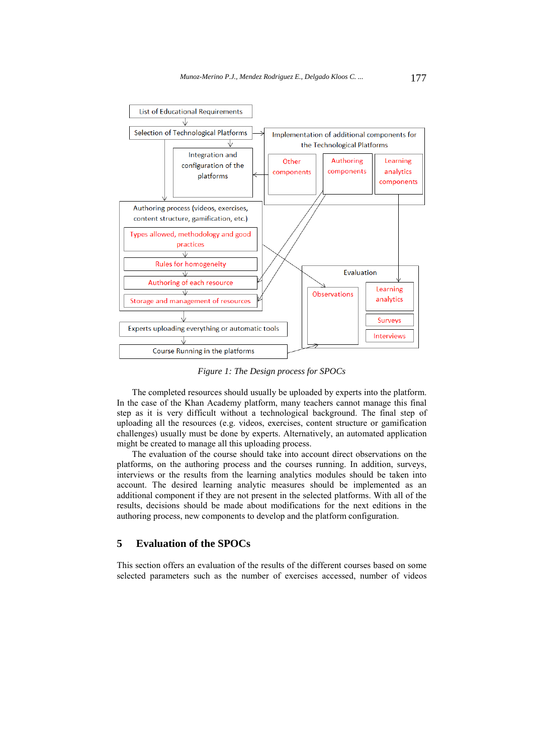List of Educational Requirements

Selection of Technological Platforms

Implementation of additional components for the Technological Platforms

Integration and configuration of the platforms

Other components

Authoring components

Learning analytics components

Authoring process (videos, exercises, content structure, gamification, etc.)

Types allowed, methodology and good practices

Rules for homogeneity

Authoring of each resource

Storage and management of resources

Evaluation

Observations

Learning analytics

Surveys

Interviews

Experts uploading everything or automatic tools

Course Running in the platforms

*Figure 1: The Design process for SPOCs*

The completed resources should usually be uploaded by experts into the platform. In the case of the Khan Academy platform, many teachers cannot manage this final step as it is very difficult without a technological background. The final step of uploading all the resources (e.g. videos, exercises, content structure or gamification challenges) usually must be done by experts. Alternatively, an automated application might be created to manage all this uploading process.

The evaluation of the course should take into account direct observations on the platforms, on the authoring process and the courses running. In addition, surveys, interviews or the results from the learning analytics modules should be taken into account. The desired learning analytic measures should be implemented as an additional component if they are not present in the selected platforms. With all of the results, decisions should be made about modifications for the next editions in the authoring process, new components to develop and the platform configuration.

## 5 Evaluation of the SPOCs

This section offers an evaluation of the results of the different courses based on some selected parameters such as the number of exercises accessed, number of videos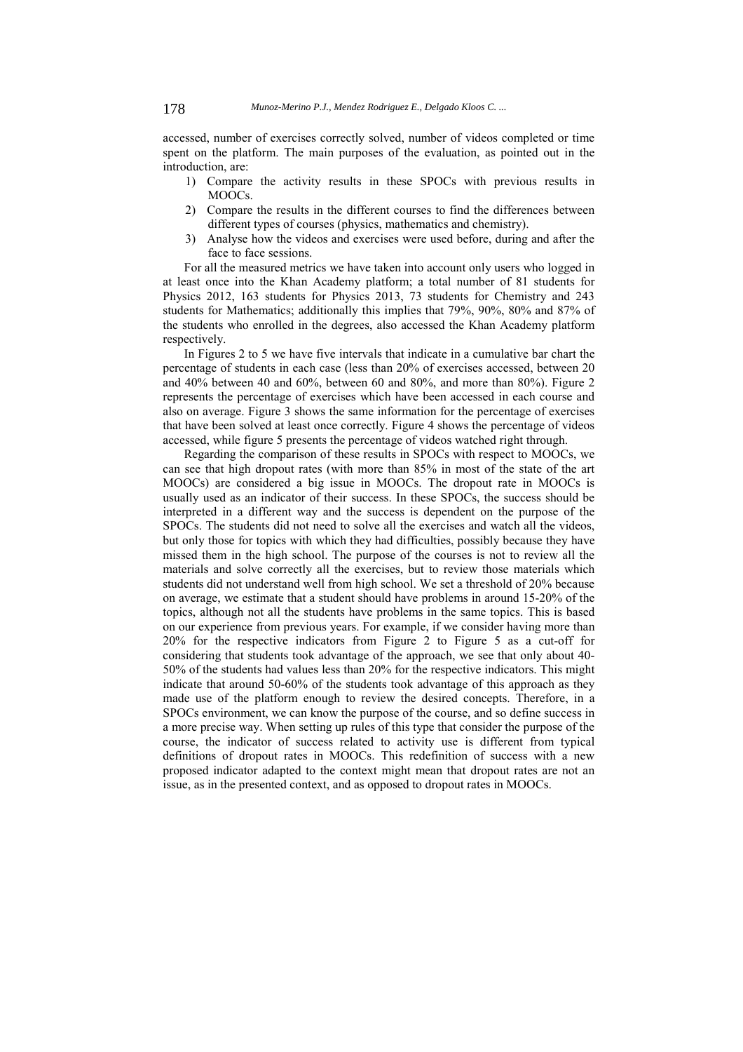accessed, number of exercises correctly solved, number of videos completed or time spent on the platform. The main purposes of the evaluation, as pointed out in the introduction, are:

1) Compare the activity results in these SPOCs with previous results in MOOCs.
2) Compare the results in the different courses to find the differences between different types of courses (physics, mathematics and chemistry).
3) Analyse how the videos and exercises were used before, during and after the face to face sessions.

For all the measured metrics we have taken into account only users who logged in at least once into the Khan Academy platform; a total number of 81 students for Physics 2012, 163 students for Physics 2013, 73 students for Chemistry and 243 students for Mathematics; additionally this implies that 79%, 90%, 80% and 87% of the students who enrolled in the degrees, also accessed the Khan Academy platform respectively.

In Figures 2 to 5 we have five intervals that indicate in a cumulative bar chart the percentage of students in each case (less than 20% of exercises accessed, between 20 and 40% between 40 and 60%, between 60 and 80%, and more than 80%). Figure 2 represents the percentage of exercises which have been accessed in each course and also on average. Figure 3 shows the same information for the percentage of exercises that have been solved at least once correctly. Figure 4 shows the percentage of videos accessed, while figure 5 presents the percentage of videos watched right through.

Regarding the comparison of these results in SPOCs with respect to MOOCs, we can see that high dropout rates (with more than 85% in most of the state of the art MOOCs) are considered a big issue in MOOCs. The dropout rate in MOOCs is usually used as an indicator of their success. In these SPOCs, the success should be interpreted in a different way and the success is dependent on the purpose of the SPOCs. The students did not need to solve all the exercises and watch all the videos, but only those for topics with which they had difficulties, possibly because they have missed them in the high school. The purpose of the courses is not to review all the materials and solve correctly all the exercises, but to review those materials which students did not understand well from high school. We set a threshold of 20% because on average, we estimate that a student should have problems in around 15-20% of the topics, although not all the students have problems in the same topics. This is based on our experience from previous years. For example, if we consider having more than 20% for the respective indicators from Figure 2 to Figure 5 as a cut-off for considering that students took advantage of the approach, we see that only about 40-50% of the students had values less than 20% for the respective indicators. This might indicate that around 50-60% of the students took advantage of this approach as they made use of the platform enough to review the desired concepts. Therefore, in a SPOCs environment, we can know the purpose of the course, and so define success in a more precise way. When setting up rules of this type that consider the purpose of the course, the indicator of success related to activity use is different from typical definitions of dropout rates in MOOCs. This redefinition of success with a new proposed indicator adapted to the context might mean that dropout rates are not an issue, as in the presented context, and as opposed to dropout rates in MOOCs.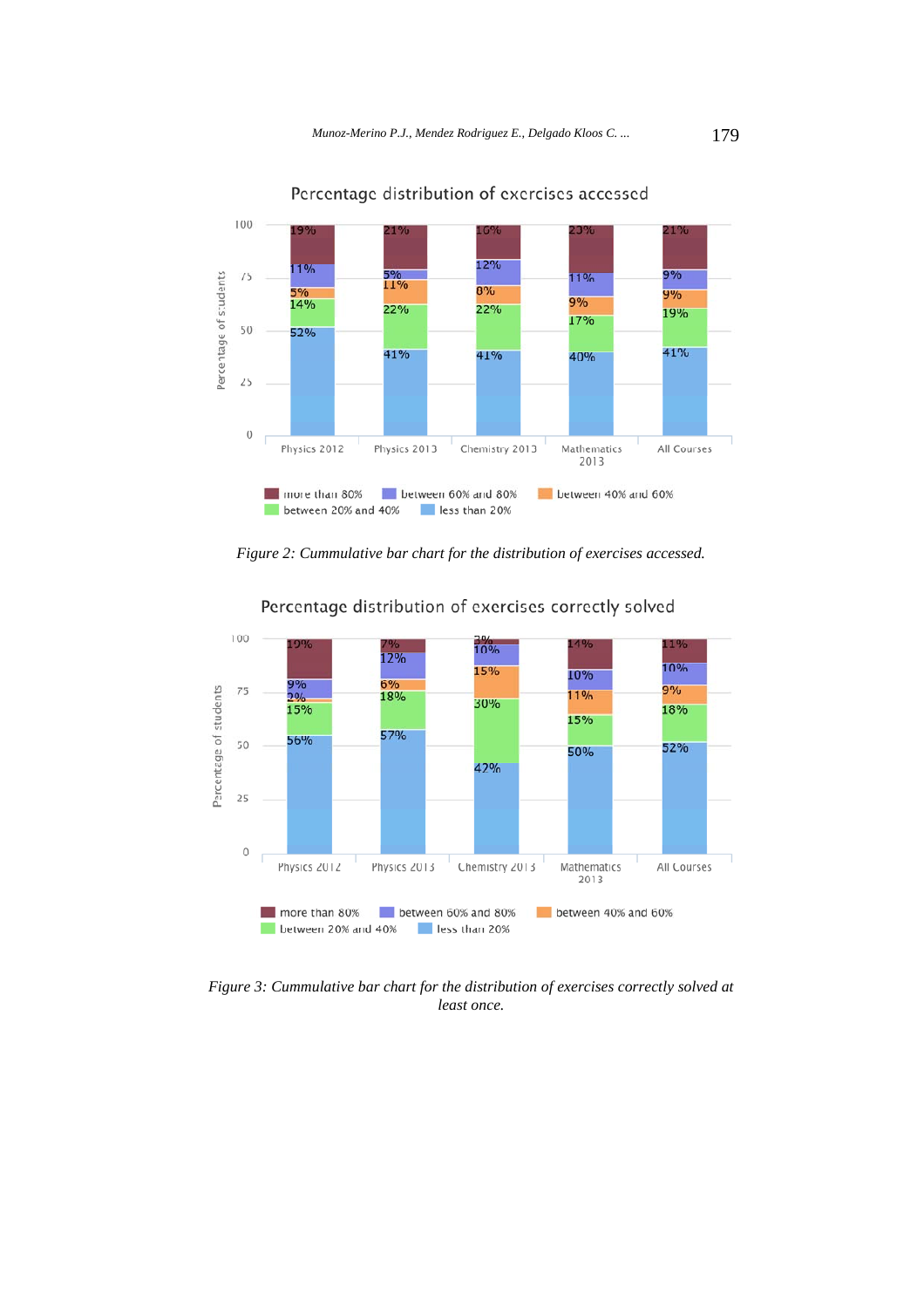Percentage distribution of exercises accessed

100
75
50
25
0

Percentage of students

Physics 2012: 19%, 11%, 5%, 14%, 52%
Physics 2013: 21%, 5%, 11%, 22%, 41%
Chemistry 2013: 16%, 12%, 8%, 22%, 41%
Mathematics 2013: 23%, 11%, 9%, 17%, 40%
All Courses: 21%, 9%, 9%, 19%, 41%

more than 80% | between 60% and 80% | between 40% and 60% | between 20% and 40% | less than 20%

*Figure 2: Cummulative bar chart for the distribution of exercises accessed.*

Percentage distribution of exercises correctly solved

100
75
50
25
0

Percentage of students

Physics 2012: 19%, 9%, 2%, 15%, 56%
Physics 2013: 7%, 12%, 6%, 18%, 57%
Chemistry 2013: 3%, 10%, 15%, 30%, 42%
Mathematics 2013: 14%, 10%, 11%, 15%, 50%
All Courses: 11%, 10%, 9%, 18%, 52%

more than 80% | between 60% and 80% | between 40% and 60% | between 20% and 40% | less than 20%

*Figure 3: Cummulative bar chart for the distribution of exercises correctly solved at least once.*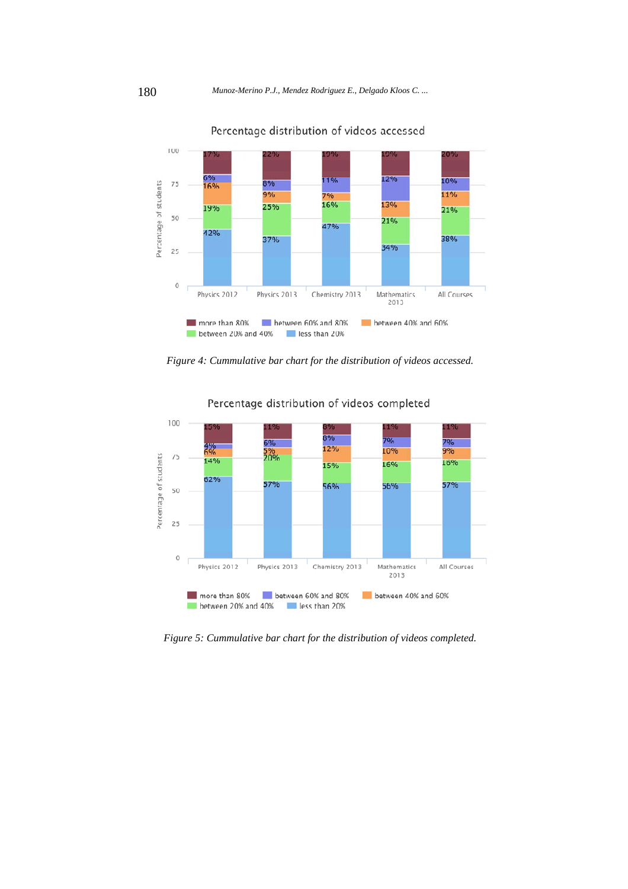Percentage distribution of videos accessed

100
75
50
25
0

Percentage of students

Physics 2012: 17%, 6%, 16%, 19%, 42%
Physics 2013: 22%, 8%, 9%, 25%, 37%
Chemistry 2013: 19%, 11%, 7%, 16%, 47%
Mathematics 2013: 19%, 12%, 13%, 21%, 34%
All Courses: 20%, 10%, 11%, 21%, 38%

more than 80% | between 60% and 80% | between 40% and 60% | between 20% and 40% | less than 20%

*Figure 4: Cummulative bar chart for the distribution of videos accessed.*

Percentage distribution of videos completed

100
75
50
25
0

Percentage of students

Physics 2012: 15%, 4%, 6%, 14%, 62%
Physics 2013: 11%, 6%, 5%, 20%, 57%
Chemistry 2013: 8%, 8%, 12%, 15%, 56%
Mathematics 2013: 11%, 7%, 10%, 16%, 56%
All Courses: 11%, 7%, 9%, 16%, 57%

more than 80% | between 60% and 80% | between 40% and 60% | between 20% and 40% | less than 20%

*Figure 5: Cummulative bar chart for the distribution of videos completed.*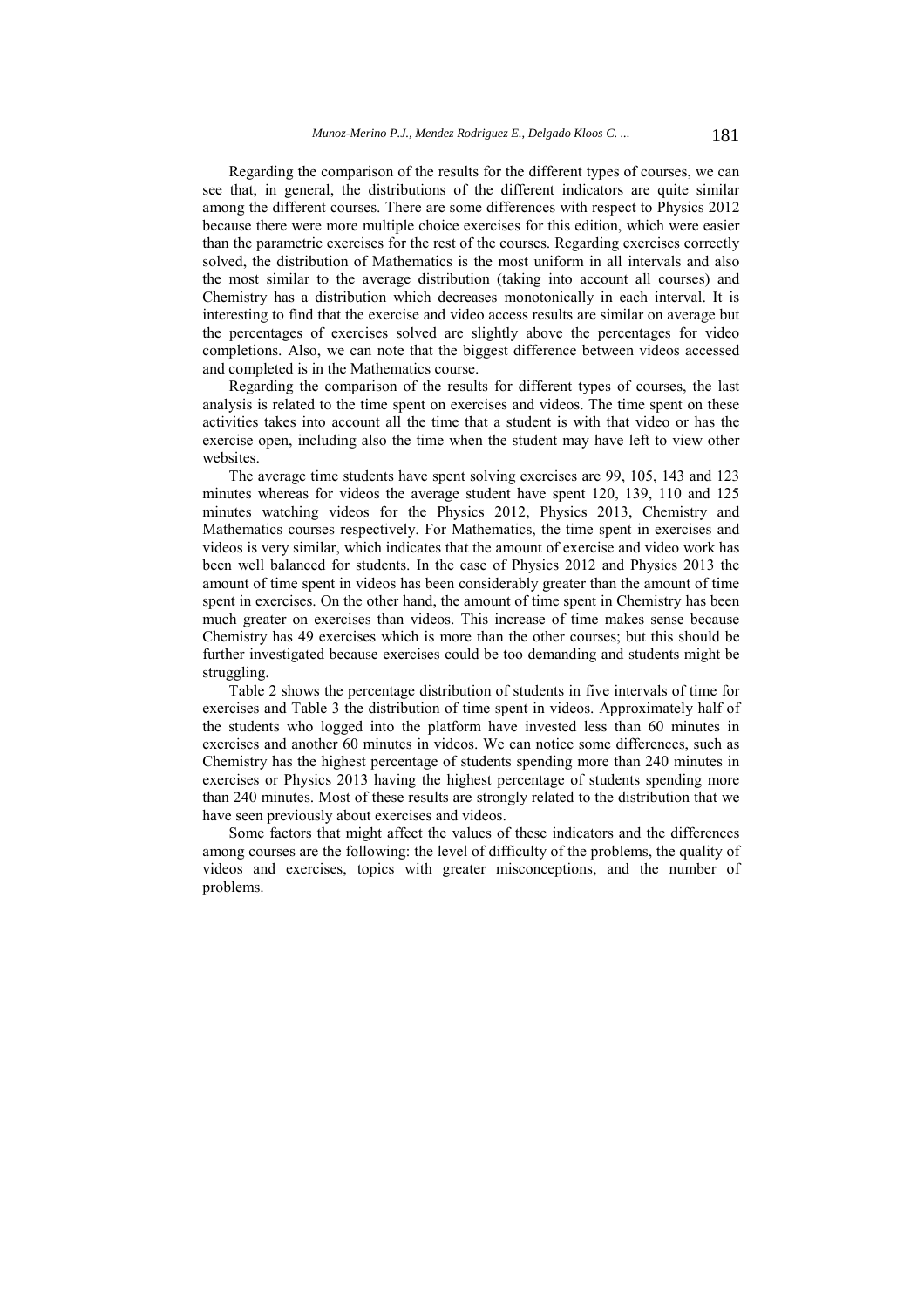Regarding the comparison of the results for the different types of courses, we can see that, in general, the distributions of the different indicators are quite similar among the different courses. There are some differences with respect to Physics 2012 because there were more multiple choice exercises for this edition, which were easier than the parametric exercises for the rest of the courses. Regarding exercises correctly solved, the distribution of Mathematics is the most uniform in all intervals and also the most similar to the average distribution (taking into account all courses) and Chemistry has a distribution which decreases monotonically in each interval. It is interesting to find that the exercise and video access results are similar on average but the percentages of exercises solved are slightly above the percentages for video completions. Also, we can note that the biggest difference between videos accessed and completed is in the Mathematics course.

Regarding the comparison of the results for different types of courses, the last analysis is related to the time spent on exercises and videos. The time spent on these activities takes into account all the time that a student is with that video or has the exercise open, including also the time when the student may have left to view other websites.

The average time students have spent solving exercises are 99, 105, 143 and 123 minutes whereas for videos the average student have spent 120, 139, 110 and 125 minutes watching videos for the Physics 2012, Physics 2013, Chemistry and Mathematics courses respectively. For Mathematics, the time spent in exercises and videos is very similar, which indicates that the amount of exercise and video work has been well balanced for students. In the case of Physics 2012 and Physics 2013 the amount of time spent in videos has been considerably greater than the amount of time spent in exercises. On the other hand, the amount of time spent in Chemistry has been much greater on exercises than videos. This increase of time makes sense because Chemistry has 49 exercises which is more than the other courses; but this should be further investigated because exercises could be too demanding and students might be struggling.

Table 2 shows the percentage distribution of students in five intervals of time for exercises and Table 3 the distribution of time spent in videos. Approximately half of the students who logged into the platform have invested less than 60 minutes in exercises and another 60 minutes in videos. We can notice some differences, such as Chemistry has the highest percentage of students spending more than 240 minutes in exercises or Physics 2013 having the highest percentage of students spending more than 240 minutes. Most of these results are strongly related to the distribution that we have seen previously about exercises and videos.

Some factors that might affect the values of these indicators and the differences among courses are the following: the level of difficulty of the problems, the quality of videos and exercises, topics with greater misconceptions, and the number of problems.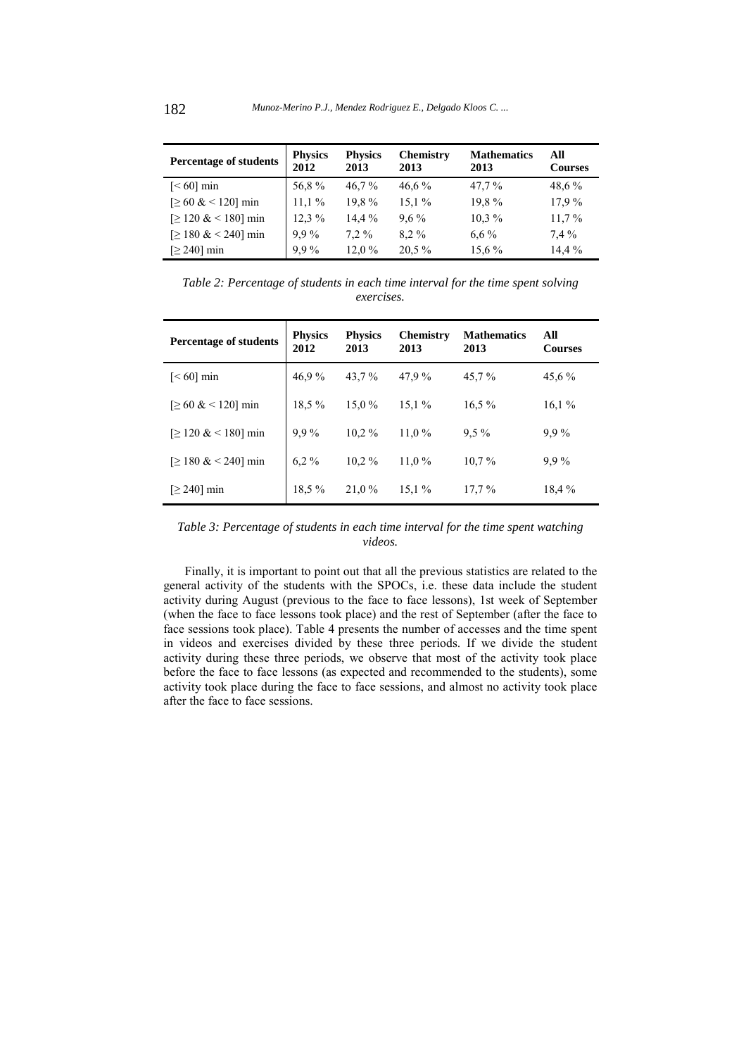| Percentage of students | Physics 2012 | Physics 2013 | Chemistry 2013 | Mathematics 2013 | All Courses |
|---|---|---|---|---|---|
| [< 60] min | 56,8 % | 46,7 % | 46,6 % | 47,7 % | 48,6 % |
| [≥ 60 & < 120] min | 11,1 % | 19,8 % | 15,1 % | 19,8 % | 17,9 % |
| [≥ 120 & < 180] min | 12,3 % | 14,4 % | 9,6 % | 10,3 % | 11,7 % |
| [≥ 180 & < 240] min | 9,9 % | 7,2 % | 8,2 % | 6,6 % | 7,4 % |
| [≥ 240] min | 9,9 % | 12,0 % | 20,5 % | 15,6 % | 14,4 % |

*Table 2: Percentage of students in each time interval for the time spent solving exercises.*

| Percentage of students | Physics 2012 | Physics 2013 | Chemistry 2013 | Mathematics 2013 | All Courses |
|---|---|---|---|---|---|
| [< 60] min | 46,9 % | 43,7 % | 47,9 % | 45,7 % | 45,6 % |
| [≥ 60 & < 120] min | 18,5 % | 15,0 % | 15,1 % | 16,5 % | 16,1 % |
| [≥ 120 & < 180] min | 9,9 % | 10,2 % | 11,0 % | 9,5 % | 9,9 % |
| [≥ 180 & < 240] min | 6,2 % | 10,2 % | 11,0 % | 10,7 % | 9,9 % |
| [≥ 240] min | 18,5 % | 21,0 % | 15,1 % | 17,7 % | 18,4 % |

*Table 3: Percentage of students in each time interval for the time spent watching videos.*

Finally, it is important to point out that all the previous statistics are related to the general activity of the students with the SPOCs, i.e. these data include the student activity during August (previous to the face to face lessons), 1st week of September (when the face to face lessons took place) and the rest of September (after the face to face sessions took place). Table 4 presents the number of accesses and the time spent in videos and exercises divided by these three periods. If we divide the student activity during these three periods, we observe that most of the activity took place before the face to face lessons (as expected and recommended to the students), some activity took place during the face to face sessions, and almost no activity took place after the face to face sessions.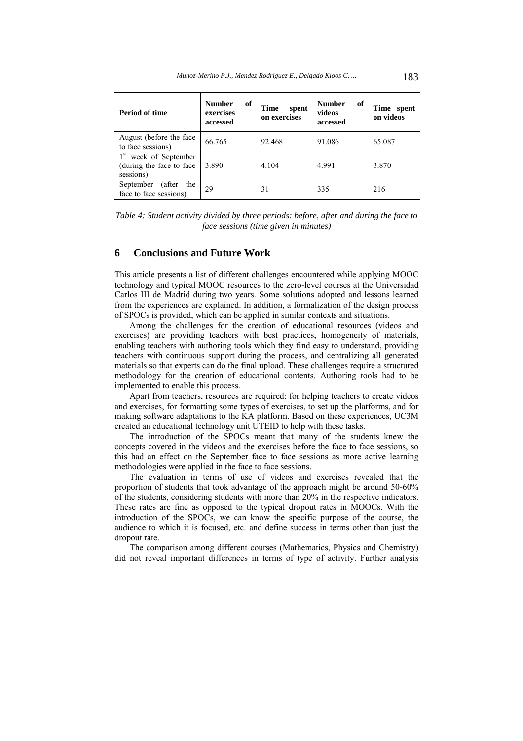| Period of time | Number of exercises accessed | Time spent on exercises | Number of videos accessed | Time spent on videos |
| --- | --- | --- | --- | --- |
| August (before the face to face sessions) | 66.765 | 92.468 | 91.086 | 65.087 |
| 1st week of September (during the face to face sessions) | 3.890 | 4.104 | 4.991 | 3.870 |
| September (after the face to face sessions) | 29 | 31 | 335 | 216 |

*Table 4: Student activity divided by three periods: before, after and during the face to face sessions (time given in minutes)*

## 6 Conclusions and Future Work

This article presents a list of different challenges encountered while applying MOOC technology and typical MOOC resources to the zero-level courses at the Universidad Carlos III de Madrid during two years. Some solutions adopted and lessons learned from the experiences are explained. In addition, a formalization of the design process of SPOCs is provided, which can be applied in similar contexts and situations.

Among the challenges for the creation of educational resources (videos and exercises) are providing teachers with best practices, homogeneity of materials, enabling teachers with authoring tools which they find easy to understand, providing teachers with continuous support during the process, and centralizing all generated materials so that experts can do the final upload. These challenges require a structured methodology for the creation of educational contents. Authoring tools had to be implemented to enable this process.

Apart from teachers, resources are required: for helping teachers to create videos and exercises, for formatting some types of exercises, to set up the platforms, and for making software adaptations to the KA platform. Based on these experiences, UC3M created an educational technology unit UTEID to help with these tasks.

The introduction of the SPOCs meant that many of the students knew the concepts covered in the videos and the exercises before the face to face sessions, so this had an effect on the September face to face sessions as more active learning methodologies were applied in the face to face sessions.

The evaluation in terms of use of videos and exercises revealed that the proportion of students that took advantage of the approach might be around 50-60% of the students, considering students with more than 20% in the respective indicators. These rates are fine as opposed to the typical dropout rates in MOOCs. With the introduction of the SPOCs, we can know the specific purpose of the course, the audience to which it is focused, etc. and define success in terms other than just the dropout rate.

The comparison among different courses (Mathematics, Physics and Chemistry) did not reveal important differences in terms of type of activity. Further analysis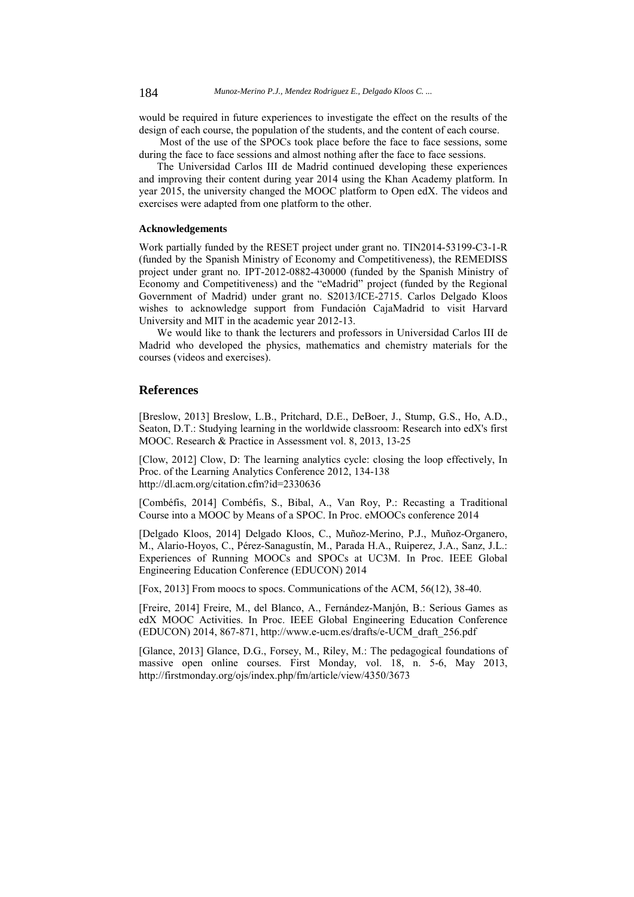would be required in future experiences to investigate the effect on the results of the design of each course, the population of the students, and the content of each course.

Most of the use of the SPOCs took place before the face to face sessions, some during the face to face sessions and almost nothing after the face to face sessions.

The Universidad Carlos III de Madrid continued developing these experiences and improving their content during year 2014 using the Khan Academy platform. In year 2015, the university changed the MOOC platform to Open edX. The videos and exercises were adapted from one platform to the other.

### Acknowledgements

Work partially funded by the RESET project under grant no. TIN2014-53199-C3-1-R (funded by the Spanish Ministry of Economy and Competitiveness), the REMEDISS project under grant no. IPT-2012-0882-430000 (funded by the Spanish Ministry of Economy and Competitiveness) and the "eMadrid" project (funded by the Regional Government of Madrid) under grant no. S2013/ICE-2715. Carlos Delgado Kloos wishes to acknowledge support from Fundación CajaMadrid to visit Harvard University and MIT in the academic year 2012-13.

We would like to thank the lecturers and professors in Universidad Carlos III de Madrid who developed the physics, mathematics and chemistry materials for the courses (videos and exercises).

## References

[Breslow, 2013] Breslow, L.B., Pritchard, D.E., DeBoer, J., Stump, G.S., Ho, A.D., Seaton, D.T.: Studying learning in the worldwide classroom: Research into edX's first MOOC. Research & Practice in Assessment vol. 8, 2013, 13-25

[Clow, 2012] Clow, D: The learning analytics cycle: closing the loop effectively, In Proc. of the Learning Analytics Conference 2012, 134-138 http://dl.acm.org/citation.cfm?id=2330636

[Combéfis, 2014] Combéfis, S., Bibal, A., Van Roy, P.: Recasting a Traditional Course into a MOOC by Means of a SPOC. In Proc. eMOOCs conference 2014

[Delgado Kloos, 2014] Delgado Kloos, C., Muñoz-Merino, P.J., Muñoz-Organero, M., Alario-Hoyos, C., Pérez-Sanagustín, M., Parada H.A., Ruiperez, J.A., Sanz, J.L.: Experiences of Running MOOCs and SPOCs at UC3M. In Proc. IEEE Global Engineering Education Conference (EDUCON) 2014

[Fox, 2013] From moocs to spocs. Communications of the ACM, 56(12), 38-40.

[Freire, 2014] Freire, M., del Blanco, A., Fernández-Manjón, B.: Serious Games as edX MOOC Activities. In Proc. IEEE Global Engineering Education Conference (EDUCON) 2014, 867-871, http://www.e-ucm.es/drafts/e-UCM_draft_256.pdf

[Glance, 2013] Glance, D.G., Forsey, M., Riley, M.: The pedagogical foundations of massive open online courses. First Monday, vol. 18, n. 5-6, May 2013, http://firstmonday.org/ojs/index.php/fm/article/view/4350/3673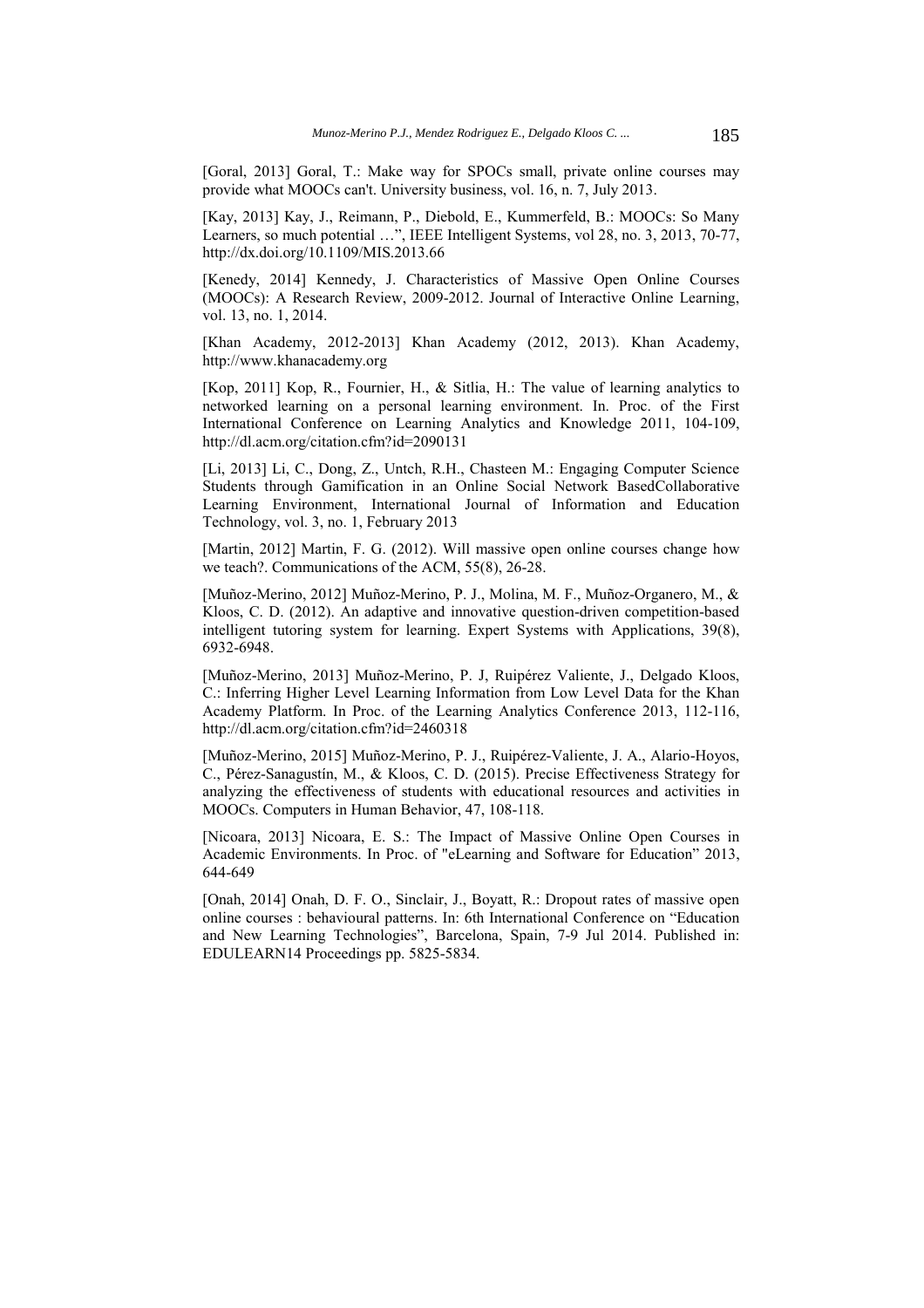[Goral, 2013] Goral, T.: Make way for SPOCs small, private online courses may provide what MOOCs can't. University business, vol. 16, n. 7, July 2013.

[Kay, 2013] Kay, J., Reimann, P., Diebold, E., Kummerfeld, B.: MOOCs: So Many Learners, so much potential …", IEEE Intelligent Systems, vol 28, no. 3, 2013, 70-77, http://dx.doi.org/10.1109/MIS.2013.66

[Kenedy, 2014] Kennedy, J. Characteristics of Massive Open Online Courses (MOOCs): A Research Review, 2009-2012. Journal of Interactive Online Learning, vol. 13, no. 1, 2014.

[Khan Academy, 2012-2013] Khan Academy (2012, 2013). Khan Academy, http://www.khanacademy.org

[Kop, 2011] Kop, R., Fournier, H., & Sitlia, H.: The value of learning analytics to networked learning on a personal learning environment. In. Proc. of the First International Conference on Learning Analytics and Knowledge 2011, 104-109, http://dl.acm.org/citation.cfm?id=2090131

[Li, 2013] Li, C., Dong, Z., Untch, R.H., Chasteen M.: Engaging Computer Science Students through Gamification in an Online Social Network BasedCollaborative Learning Environment, International Journal of Information and Education Technology, vol. 3, no. 1, February 2013

[Martin, 2012] Martin, F. G. (2012). Will massive open online courses change how we teach?. Communications of the ACM, 55(8), 26-28.

[Muñoz-Merino, 2012] Muñoz-Merino, P. J., Molina, M. F., Muñoz-Organero, M., & Kloos, C. D. (2012). An adaptive and innovative question-driven competition-based intelligent tutoring system for learning. Expert Systems with Applications, 39(8), 6932-6948.

[Muñoz-Merino, 2013] Muñoz-Merino, P. J, Ruipérez Valiente, J., Delgado Kloos, C.: Inferring Higher Level Learning Information from Low Level Data for the Khan Academy Platform. In Proc. of the Learning Analytics Conference 2013, 112-116, http://dl.acm.org/citation.cfm?id=2460318

[Muñoz-Merino, 2015] Muñoz-Merino, P. J., Ruipérez-Valiente, J. A., Alario-Hoyos, C., Pérez-Sanagustín, M., & Kloos, C. D. (2015). Precise Effectiveness Strategy for analyzing the effectiveness of students with educational resources and activities in MOOCs. Computers in Human Behavior, 47, 108-118.

[Nicoara, 2013] Nicoara, E. S.: The Impact of Massive Online Open Courses in Academic Environments. In Proc. of "eLearning and Software for Education" 2013, 644-649

[Onah, 2014] Onah, D. F. O., Sinclair, J., Boyatt, R.: Dropout rates of massive open online courses : behavioural patterns. In: 6th International Conference on "Education and New Learning Technologies", Barcelona, Spain, 7-9 Jul 2014. Published in: EDULEARN14 Proceedings pp. 5825-5834.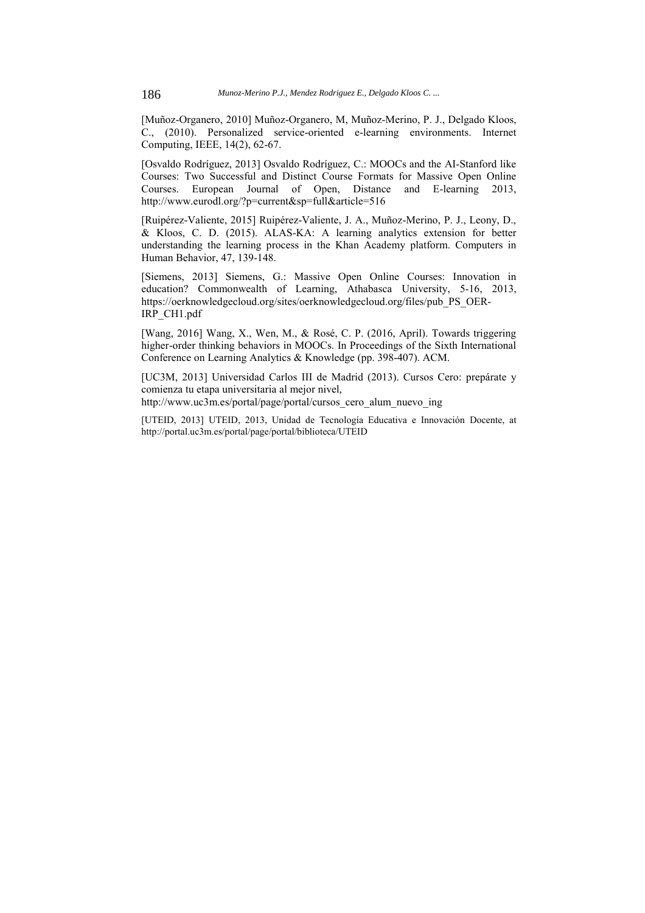[Muñoz-Organero, 2010] Muñoz-Organero, M, Muñoz-Merino, P. J., Delgado Kloos, C., (2010). Personalized service-oriented e-learning environments. Internet Computing, IEEE, 14(2), 62-67.

[Osvaldo Rodríguez, 2013] Osvaldo Rodríguez, C.: MOOCs and the AI-Stanford like Courses: Two Successful and Distinct Course Formats for Massive Open Online Courses. European Journal of Open, Distance and E-learning 2013, http://www.eurodl.org/?p=current&sp=full&article=516

[Ruipérez-Valiente, 2015] Ruipérez-Valiente, J. A., Muñoz-Merino, P. J., Leony, D., & Kloos, C. D. (2015). ALAS-KA: A learning analytics extension for better understanding the learning process in the Khan Academy platform. Computers in Human Behavior, 47, 139-148.

[Siemens, 2013] Siemens, G.: Massive Open Online Courses: Innovation in education? Commonwealth of Learning, Athabasca University, 5-16, 2013, https://oerknowledgecloud.org/sites/oerknowledgecloud.org/files/pub_PS_OER-IRP_CH1.pdf

[Wang, 2016] Wang, X., Wen, M., & Rosé, C. P. (2016, April). Towards triggering higher-order thinking behaviors in MOOCs. In Proceedings of the Sixth International Conference on Learning Analytics & Knowledge (pp. 398-407). ACM.

[UC3M, 2013] Universidad Carlos III de Madrid (2013). Cursos Cero: prepárate y comienza tu etapa universitaria al mejor nivel, http://www.uc3m.es/portal/page/portal/cursos_cero_alum_nuevo_ing

[UTEID, 2013] UTEID, 2013, Unidad de Tecnología Educativa e Innovación Docente, at http://portal.uc3m.es/portal/page/portal/biblioteca/UTEID